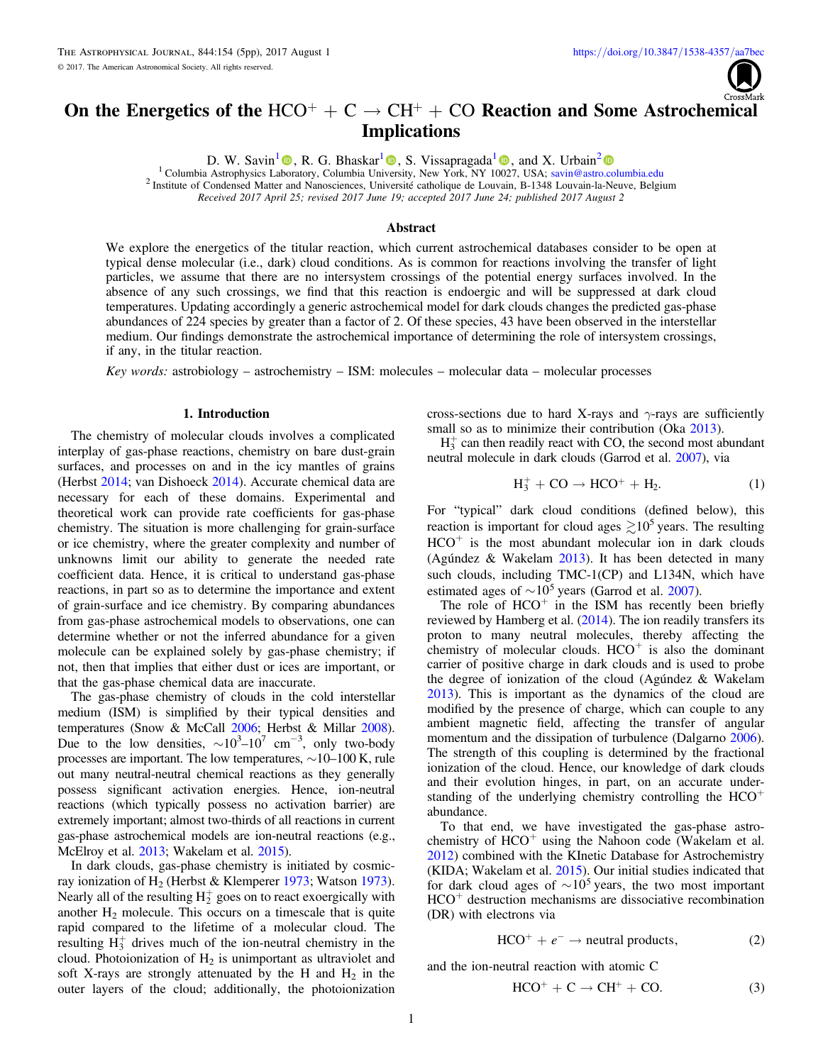# On the Energetics of the $HCO^+ + C \rightarrow CH^+ + CO$ Reaction and Some Astrochemical Implications

D. W. Savin[1], R. G. Bhaskar[1], S. Vissapragada[1], and X. Urbain[2]

[1] Columbia Astrophysics Laboratory, Columbia University, New York, NY 10027, USA; savin@astro.columbia.edu

[2] Institute of Condensed Matter and Nanosciences, Université catholique de Louvain, B-1348 Louvain-la-Neuve, Belgium

*Received 2017 April 25; revised 2017 June 19; accepted 2017 June 24; published 2017 August 2*

## Abstract

We explore the energetics of the titular reaction, which current astrochemical databases consider to be open at typical dense molecular (i.e., dark) cloud conditions. As is common for reactions involving the transfer of light particles, we assume that there are no intersystem crossings of the potential energy surfaces involved. In the absence of any such crossings, we find that this reaction is endoergic and will be suppressed at dark cloud temperatures. Updating accordingly a generic astrochemical model for dark clouds changes the predicted gas-phase abundances of 224 species by greater than a factor of 2. Of these species, 43 have been observed in the interstellar medium. Our findings demonstrate the astrochemical importance of determining the role of intersystem crossings, if any, in the titular reaction.

*Key words:* astrobiology – astrochemistry – ISM: molecules – molecular data – molecular processes

## 1. Introduction

The chemistry of molecular clouds involves a complicated interplay of gas-phase reactions, chemistry on bare dust-grain surfaces, and processes on and in the icy mantles of grains (Herbst 2014; van Dishoeck 2014). Accurate chemical data are necessary for each of these domains. Experimental and theoretical work can provide rate coefficients for gas-phase chemistry. The situation is more challenging for grain-surface or ice chemistry, where the greater complexity and number of unknowns limit our ability to generate the needed rate coefficient data. Hence, it is critical to understand gas-phase reactions, in part so as to determine the importance and extent of grain-surface and ice chemistry. By comparing abundances from gas-phase astrochemical models to observations, one can determine whether or not the inferred abundance for a given molecule can be explained solely by gas-phase chemistry; if not, then that implies that either dust or ices are important, or that the gas-phase chemical data are inaccurate.

The gas-phase chemistry of clouds in the cold interstellar medium (ISM) is simplified by their typical densities and temperatures (Snow & McCall 2006; Herbst & Millar 2008). Due to the low densities, $\sim 10^3$–$10^7$ $\mathrm{cm}^{-3}$, only two-body processes are important. The low temperatures, ~10–100 K, rule out many neutral-neutral chemical reactions as they generally possess significant activation energies. Hence, ion-neutral reactions (which typically possess no activation barrier) are extremely important; almost two-thirds of all reactions in current gas-phase astrochemical models are ion-neutral reactions (e.g., McElroy et al. 2013; Wakelam et al. 2015).

In dark clouds, gas-phase chemistry is initiated by cosmic-ray ionization of $H_2$ (Herbst & Klemperer 1973; Watson 1973). Nearly all of the resulting $H_2^+$ goes on to react exoergically with another $H_2$ molecule. This occurs on a timescale that is quite rapid compared to the lifetime of a molecular cloud. The resulting $H_3^+$ drives much of the ion-neutral chemistry in the cloud. Photoionization of $H_2$ is unimportant as ultraviolet and soft X-rays are strongly attenuated by the H and $H_2$ in the outer layers of the cloud; additionally, the photoionization cross-sections due to hard X-rays and γ-rays are sufficiently small so as to minimize their contribution (Oka 2013).

$H_3^+$ can then readily react with CO, the second most abundant neutral molecule in dark clouds (Garrod et al. 2007), via

$$H_3^+ + CO \rightarrow HCO^+ + H_2. \tag{1}$$

For "typical" dark cloud conditions (defined below), this reaction is important for cloud ages $\gtrsim 10^5$ years. The resulting $HCO^+$ is the most abundant molecular ion in dark clouds (Agúndez & Wakelam 2013). It has been detected in many such clouds, including TMC-1(CP) and L134N, which have estimated ages of $\sim 10^5$ years (Garrod et al. 2007).

The role of $HCO^+$ in the ISM has recently been briefly reviewed by Hamberg et al. (2014). The ion readily transfers its proton to many neutral molecules, thereby affecting the chemistry of molecular clouds. $HCO^+$ is also the dominant carrier of positive charge in dark clouds and is used to probe the degree of ionization of the cloud (Agúndez & Wakelam 2013). This is important as the dynamics of the cloud are modified by the presence of charge, which can couple to any ambient magnetic field, affecting the transfer of angular momentum and the dissipation of turbulence (Dalgarno 2006). The strength of this coupling is determined by the fractional ionization of the cloud. Hence, our knowledge of dark clouds and their evolution hinges, in part, on an accurate understanding of the underlying chemistry controlling the $HCO^+$ abundance.

To that end, we have investigated the gas-phase astrochemistry of $HCO^+$ using the Nahoon code (Wakelam et al. 2012) combined with the KInetic Database for Astrochemistry (KIDA; Wakelam et al. 2015). Our initial studies indicated that for dark cloud ages of $\sim 10^5$ years, the two most important $HCO^+$ destruction mechanisms are dissociative recombination (DR) with electrons via

$$HCO^+ + e^- \rightarrow \text{neutral products}, \tag{2}$$

and the ion-neutral reaction with atomic C

$$HCO^+ + C \rightarrow CH^+ + CO. \tag{3}$$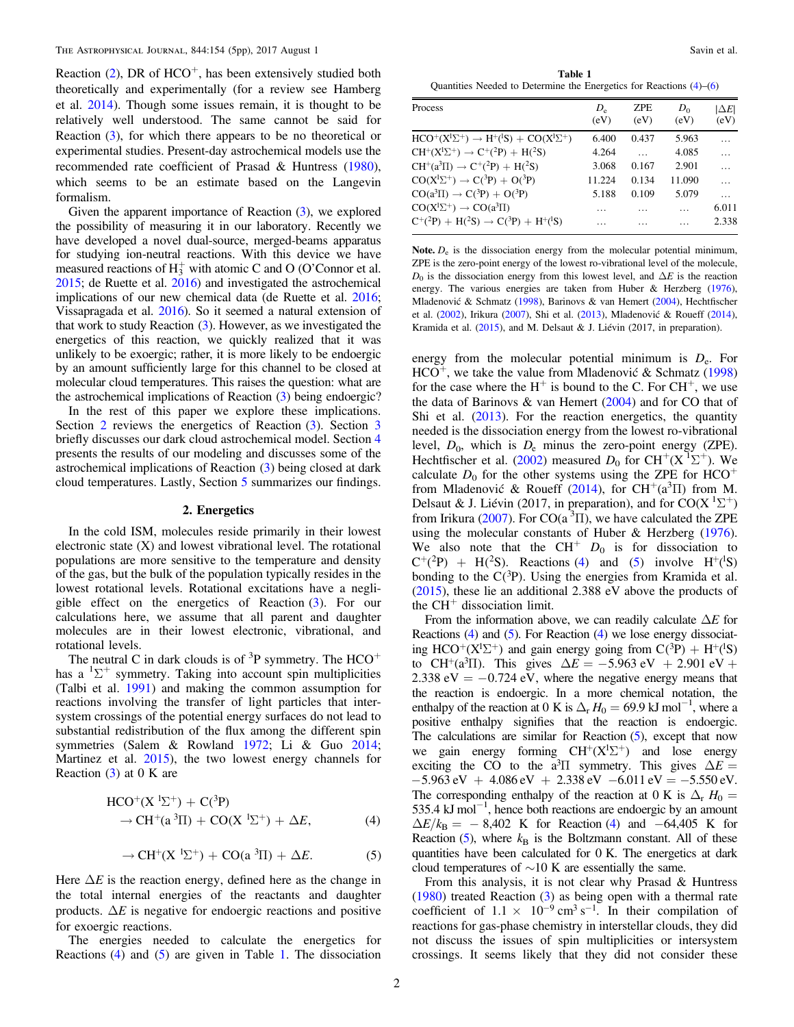Reaction (2), DR of $HCO^+$, has been extensively studied both theoretically and experimentally (for a review see Hamberg et al. 2014). Though some issues remain, it is thought to be relatively well understood. The same cannot be said for Reaction (3), for which there appears to be no theoretical or experimental studies. Present-day astrochemical models use the recommended rate coefficient of Prasad & Huntress (1980), which seems to be an estimate based on the Langevin formalism.

Given the apparent importance of Reaction (3), we explored the possibility of measuring it in our laboratory. Recently we have developed a novel dual-source, merged-beams apparatus for studying ion-neutral reactions. With this device we have measured reactions of $H_3^+$ with atomic C and O (O'Connor et al. 2015; de Ruette et al. 2016) and investigated the astrochemical implications of our new chemical data (de Ruette et al. 2016; Vissapragada et al. 2016). So it seemed a natural extension of that work to study Reaction (3). However, as we investigated the energetics of this reaction, we quickly realized that it was unlikely to be exoergic; rather, it is more likely to be endoergic by an amount sufficiently large for this channel to be closed at molecular cloud temperatures. This raises the question: what are the astrochemical implications of Reaction (3) being endoergic?

In the rest of this paper we explore these implications. Section 2 reviews the energetics of Reaction (3). Section 3 briefly discusses our dark cloud astrochemical model. Section 4 presents the results of our modeling and discusses some of the astrochemical implications of Reaction (3) being closed at dark cloud temperatures. Lastly, Section 5 summarizes our findings.

## 2. Energetics

In the cold ISM, molecules reside primarily in their lowest electronic state (X) and lowest vibrational level. The rotational populations are more sensitive to the temperature and density of the gas, but the bulk of the population typically resides in the lowest rotational levels. Rotational excitations have a negligible effect on the energetics of Reaction (3). For our calculations here, we assume that all parent and daughter molecules are in their lowest electronic, vibrational, and rotational levels.

The neutral C in dark clouds is of $^3$P symmetry. The $HCO^+$ has a $^1\Sigma^+$ symmetry. Taking into account spin multiplicities (Talbi et al. 1991) and making the common assumption for reactions involving the transfer of light particles that intersystem crossings of the potential energy surfaces do not lead to substantial redistribution of the flux among the different spin symmetries (Salem & Rowland 1972; Li & Guo 2014; Martinez et al. 2015), the two lowest energy channels for Reaction (3) at 0 K are

$$\begin{aligned} & HCO^+(X\ ^1\Sigma^+) + C(^3P) \\ & \quad \rightarrow CH^+(a\ ^3\Pi) + CO(X\ ^1\Sigma^+) + \Delta E, \end{aligned} \tag{4}$$

$$\rightarrow CH^+(X\ ^1\Sigma^+) + CO(a\ ^3\Pi) + \Delta E. \tag{5}$$

Here $\Delta E$ is the reaction energy, defined here as the change in the total internal energies of the reactants and daughter products. $\Delta E$ is negative for endoergic reactions and positive for exoergic reactions.

The energies needed to calculate the energetics for Reactions (4) and (5) are given in Table 1. The dissociation energy from the molecular potential minimum is $D_e$. For $HCO^+$, we take the value from Mladenović & Schmatz (1998) for the case where the $H^+$ is bound to the C. For $CH^+$, we use the data of Barinovs & van Hemert (2004) and for CO that of Shi et al. (2013). For the reaction energetics, the quantity needed is the dissociation energy from the lowest ro-vibrational level, $D_0$, which is $D_e$ minus the zero-point energy (ZPE). Hechtfischer et al. (2002) measured $D_0$ for $CH^+(X\ ^1\Sigma^+)$. We calculate $D_0$ for the other systems using the ZPE for $HCO^+$ from Mladenović & Roueff (2014), for $CH^+(a^3\Pi)$ from M. Delsaut & J. Liévin (2017, in preparation), and for $CO(X\ ^1\Sigma^+)$ from Irikura (2007). For $CO(a\ ^3\Pi)$, we have calculated the ZPE using the molecular constants of Huber & Herzberg (1976). We also note that the $CH^+$ $D_0$ is for dissociation to $C^+(^2P)$ + $H(^2S)$. Reactions (4) and (5) involve $H^+(^1S)$ bonding to the $C(^3P)$. Using the energies from Kramida et al. (2015), these lie an additional 2.388 eV above the products of the $CH^+$ dissociation limit.

**Table 1**
Quantities Needed to Determine the Energetics for Reactions (4)–(6)

| Process | $D_e$ (eV) | ZPE (eV) | $D_0$ (eV) | $\|\Delta E\|$ (eV) |
|---|---|---|---|---|
| $HCO^+(X^1\Sigma^+) \rightarrow H^+(^1S) + CO(X^1\Sigma^+)$ | 6.400 | 0.437 | 5.963 | … |
| $CH^+(X^1\Sigma^+) \rightarrow C^+(^2P) + H(^2S)$ | 4.264 | … | 4.085 | … |
| $CH^+(a^3\Pi) \rightarrow C^+(^2P) + H(^2S)$ | 3.068 | 0.167 | 2.901 | … |
| $CO(X^1\Sigma^+) \rightarrow C(^3P) + O(^3P)$ | 11.224 | 0.134 | 11.090 | … |
| $CO(a^3\Pi) \rightarrow C(^3P) + O(^3P)$ | 5.188 | 0.109 | 5.079 | … |
| $CO(X^1\Sigma^+) \rightarrow CO(a^3\Pi)$ | … | … | … | 6.011 |
| $C^+(^2P) + H(^2S) \rightarrow C(^3P) + H^+(^1S)$ | … | … | … | 2.338 |

**Note.** $D_e$ is the dissociation energy from the molecular potential minimum, ZPE is the zero-point energy of the lowest ro-vibrational level of the molecule, $D_0$ is the dissociation energy from this lowest level, and $\Delta E$ is the reaction energy. The various energies are taken from Huber & Herzberg (1976), Mladenović & Schmatz (1998), Barinovs & van Hemert (2004), Hechtfischer et al. (2002), Irikura (2007), Shi et al. (2013), Mladenović & Roueff (2014), Kramida et al. (2015), and M. Delsaut & J. Liévin (2017, in preparation).

From the information above, we can readily calculate $\Delta E$ for Reactions (4) and (5). For Reaction (4) we lose energy dissociating $HCO^+(X^1\Sigma^+)$ and gain energy going from $C(^3P)$ + $H^+(^1S)$ to $CH^+(a^3\Pi)$. This gives $\Delta E = -5.963$ eV + 2.901 eV + 2.338 eV = −0.724 eV, where the negative energy means that the reaction is endoergic. In a more chemical notation, the enthalpy of the reaction at 0 K is $\Delta_r H_0 = 69.9$ kJ mol$^{-1}$, where a positive enthalpy signifies that the reaction is endoergic. The calculations are similar for Reaction (5), except that now we gain energy forming $CH^+(X^1\Sigma^+)$ and lose energy exciting the CO to the $a^3\Pi$ symmetry. This gives $\Delta E = -5.963$ eV + 4.086 eV + 2.338 eV −6.011 eV = −5.550 eV. The corresponding enthalpy of the reaction at 0 K is $\Delta_r H_0 = 535.4$ kJ mol$^{-1}$, hence both reactions are endoergic by an amount $\Delta E / k_B = -8{,}402$ K for Reaction (4) and −64,405 K for Reaction (5), where $k_B$ is the Boltzmann constant. All of these quantities have been calculated for 0 K. The energetics at dark cloud temperatures of ~10 K are essentially the same.

From this analysis, it is not clear why Prasad & Huntress (1980) treated Reaction (3) as being open with a thermal rate coefficient of $1.1 \times 10^{-9}$ cm$^3$ s$^{-1}$. In their compilation of reactions for gas-phase chemistry in interstellar clouds, they did not discuss the issues of spin multiplicities or intersystem crossings. It seems likely that they did not consider these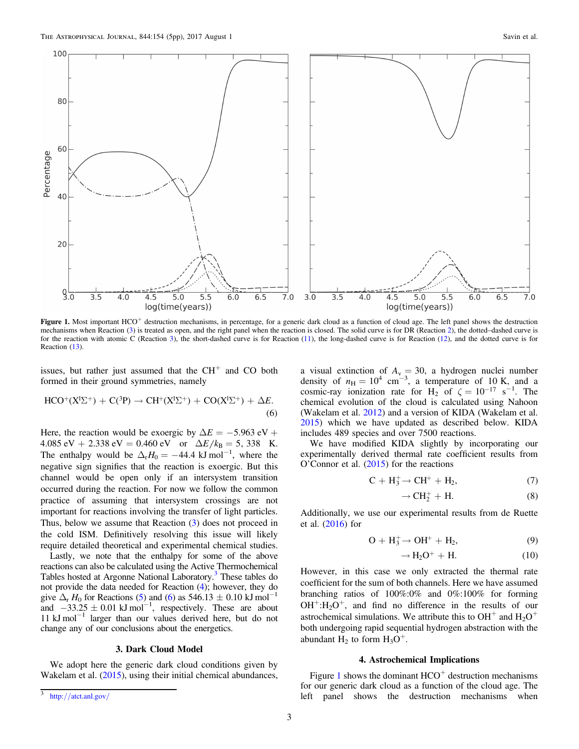**Figure 1.** Most important $HCO^+$ destruction mechanisms, in percentage, for a generic dark cloud as a function of cloud age. The left panel shows the destruction mechanisms when Reaction (3) is treated as open, and the right panel when the reaction is closed. The solid curve is for DR (Reaction 2), the dotted–dashed curve is for the reaction with atomic C (Reaction 3), the short-dashed curve is for Reaction (11), the long-dashed curve is for Reaction (12), and the dotted curve is for Reaction (13).

issues, but rather just assumed that the $CH^+$ and CO both formed in their ground symmetries, namely

$$HCO^+(X^1\Sigma^+) + C(^3P) \rightarrow CH^+(X^1\Sigma^+) + CO(X^1\Sigma^+) + \Delta E. \quad (6)$$

Here, the reaction would be exoergic by $\Delta E = -5.963$ eV + 4.085 eV + 2.338 eV = 0.460 eV or $\Delta E/k_B = 5,338$ K. The enthalpy would be $\Delta_r H_0 = -44.4$ kJ mol$^{-1}$, where the negative sign signifies that the reaction is exoergic. But this channel would be open only if an intersystem transition occurred during the reaction. For now we follow the common practice of assuming that intersystem crossings are not important for reactions involving the transfer of light particles. Thus, below we assume that Reaction (3) does not proceed in the cold ISM. Definitively resolving this issue will likely require detailed theoretical and experimental chemical studies.

Lastly, we note that the enthalpy for some of the above reactions can also be calculated using the Active Thermochemical Tables hosted at Argonne National Laboratory.[3] These tables do not provide the data needed for Reaction (4); however, they do give $\Delta_r H_0$ for Reactions (5) and (6) as $546.13 \pm 0.10$ kJ mol$^{-1}$ and $-33.25 \pm 0.01$ kJ mol$^{-1}$, respectively. These are about 11 kJ mol$^{-1}$ larger than our values derived here, but do not change any of our conclusions about the energetics.

## 3. Dark Cloud Model

We adopt here the generic dark cloud conditions given by Wakelam et al. (2015), using their initial chemical abundances, a visual extinction of $A_v = 30$, a hydrogen nuclei number density of $n_H = 10^4$ cm$^{-3}$, a temperature of 10 K, and a cosmic-ray ionization rate for $H_2$ of $\zeta = 10^{-17}$ s$^{-1}$. The chemical evolution of the cloud is calculated using Nahoon (Wakelam et al. 2012) and a version of KIDA (Wakelam et al. 2015) which we have updated as described below. KIDA includes 489 species and over 7500 reactions.

We have modified KIDA slightly by incorporating our experimentally derived thermal rate coefficient results from O'Connor et al. (2015) for the reactions

$$C + H_3^+ \rightarrow CH^+ + H_2, \quad (7)$$

$$\rightarrow CH_2^+ + H. \quad (8)$$

Additionally, we use our experimental results from de Ruette et al. (2016) for

$$O + H_3^+ \rightarrow OH^+ + H_2, \quad (9)$$

$$\rightarrow H_2O^+ + H. \quad (10)$$

However, in this case we only extracted the thermal rate coefficient for the sum of both channels. Here we have assumed branching ratios of 100%:0% and 0%:100% for forming $OH^+$:$H_2O^+$, and find no difference in the results of our astrochemical simulations. We attribute this to $OH^+$ and $H_2O^+$ both undergoing rapid sequential hydrogen abstraction with the abundant $H_2$ to form $H_3O^+$.

## 4. Astrochemical Implications

Figure 1 shows the dominant $HCO^+$ destruction mechanisms for our generic dark cloud as a function of the cloud age. The left panel shows the destruction mechanisms when

[3] http://atct.anl.gov/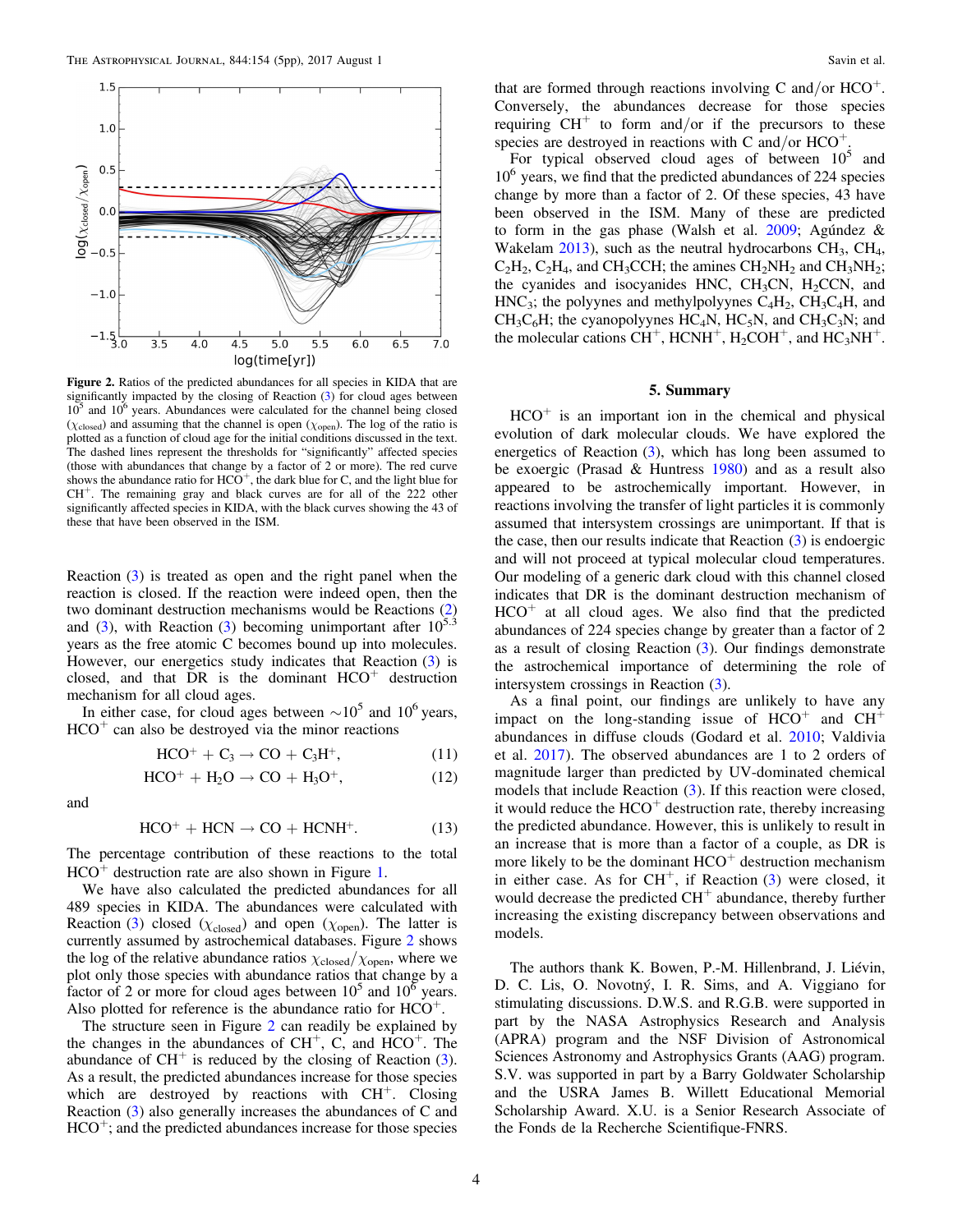Figure 2. Ratios of the predicted abundances for all species in KIDA that are significantly impacted by the closing of Reaction (3) for cloud ages between $10^5$ and $10^6$ years. Abundances were calculated for the channel being closed ($\chi_{\rm closed}$) and assuming that the channel is open ($\chi_{\rm open}$). The log of the ratio is plotted as a function of cloud age for the initial conditions discussed in the text. The dashed lines represent the thresholds for "significantly" affected species (those with abundances that change by a factor of 2 or more). The red curve shows the abundance ratio for $HCO^+$, the dark blue for C, and the light blue for $CH^+$. The remaining gray and black curves are for all of the 222 other significantly affected species in KIDA, with the black curves showing the 43 of these that have been observed in the ISM.

Reaction (3) is treated as open and the right panel when the reaction is closed. If the reaction were indeed open, then the two dominant destruction mechanisms would be Reactions (2) and (3), with Reaction (3) becoming unimportant after $10^{5.3}$ years as the free atomic C becomes bound up into molecules. However, our energetics study indicates that Reaction (3) is closed, and that DR is the dominant $HCO^+$ destruction mechanism for all cloud ages.

In either case, for cloud ages between $\sim 10^5$ and $10^6$ years, $HCO^+$ can also be destroyed via the minor reactions

$$HCO^+ + C_3 \rightarrow CO + C_3H^+, \tag{11}$$

$$HCO^+ + H_2O \rightarrow CO + H_3O^+, \tag{12}$$

and

$$HCO^+ + HCN \rightarrow CO + HCNH^+. \tag{13}$$

The percentage contribution of these reactions to the total $HCO^+$ destruction rate are also shown in Figure 1.

We have also calculated the predicted abundances for all 489 species in KIDA. The abundances were calculated with Reaction (3) closed ($\chi_{\rm closed}$) and open ($\chi_{\rm open}$). The latter is currently assumed by astrochemical databases. Figure 2 shows the log of the relative abundance ratios $\chi_{\rm closed}/\chi_{\rm open}$, where we plot only those species with abundance ratios that change by a factor of 2 or more for cloud ages between $10^5$ and $10^6$ years. Also plotted for reference is the abundance ratio for $HCO^+$.

The structure seen in Figure 2 can readily be explained by the changes in the abundances of $CH^+$, C, and $HCO^+$. The abundance of $CH^+$ is reduced by the closing of Reaction (3). As a result, the predicted abundances increase for those species which are destroyed by reactions with $CH^+$. Closing Reaction (3) also generally increases the abundances of C and $HCO^+$; and the predicted abundances increase for those species that are formed through reactions involving C and/or $HCO^+$. Conversely, the abundances decrease for those species requiring $CH^+$ to form and/or if the precursors to these species are destroyed in reactions with C and/or $HCO^+$.

For typical observed cloud ages of between $10^5$ and $10^6$ years, we find that the predicted abundances of 224 species change by more than a factor of 2. Of these species, 43 have been observed in the ISM. Many of these are predicted to form in the gas phase (Walsh et al. 2009; Agúndez & Wakelam 2013), such as the neutral hydrocarbons $CH_3$, $CH_4$, $C_2H_2$, $C_2H_4$, and $CH_3CCH$; the amines $CH_2NH_2$ and $CH_3NH_2$; the cyanides and isocyanides HNC, $CH_3CN$, $H_2CCN$, and $HNC_3$; the polyynes and methylpolyynes $C_4H_2$, $CH_3C_4H$, and $CH_3C_6H$; the cyanopolyynes $HC_4N$, $HC_5N$, and $CH_3C_3N$; and the molecular cations $CH^+$, $HCNH^+$, $H_2COH^+$, and $HC_3NH^+$.

## 5. Summary

$HCO^+$ is an important ion in the chemical and physical evolution of dark molecular clouds. We have explored the energetics of Reaction (3), which has long been assumed to be exoergic (Prasad & Huntress 1980) and as a result also appeared to be astrochemically important. However, in reactions involving the transfer of light particles it is commonly assumed that intersystem crossings are unimportant. If that is the case, then our results indicate that Reaction (3) is endoergic and will not proceed at typical molecular cloud temperatures. Our modeling of a generic dark cloud with this channel closed indicates that DR is the dominant destruction mechanism of $HCO^+$ at all cloud ages. We also find that the predicted abundances of 224 species change by greater than a factor of 2 as a result of closing Reaction (3). Our findings demonstrate the astrochemical importance of determining the role of intersystem crossings in Reaction (3).

As a final point, our findings are unlikely to have any impact on the long-standing issue of $HCO^+$ and $CH^+$ abundances in diffuse clouds (Godard et al. 2010; Valdivia et al. 2017). The observed abundances are 1 to 2 orders of magnitude larger than predicted by UV-dominated chemical models that include Reaction (3). If this reaction were closed, it would reduce the $HCO^+$ destruction rate, thereby increasing the predicted abundance. However, this is unlikely to result in an increase that is more than a factor of a couple, as DR is more likely to be the dominant $HCO^+$ destruction mechanism in either case. As for $CH^+$, if Reaction (3) were closed, it would decrease the predicted $CH^+$ abundance, thereby further increasing the existing discrepancy between observations and models.

The authors thank K. Bowen, P.-M. Hillenbrand, J. Liévin, D. C. Lis, O. Novotný, I. R. Sims, and A. Viggiano for stimulating discussions. D.W.S. and R.G.B. were supported in part by the NASA Astrophysics Research and Analysis (APRA) program and the NSF Division of Astronomical Sciences Astronomy and Astrophysics Grants (AAG) program. S.V. was supported in part by a Barry Goldwater Scholarship and the USRA James B. Willett Educational Memorial Scholarship Award. X.U. is a Senior Research Associate of the Fonds de la Recherche Scientifique-FNRS.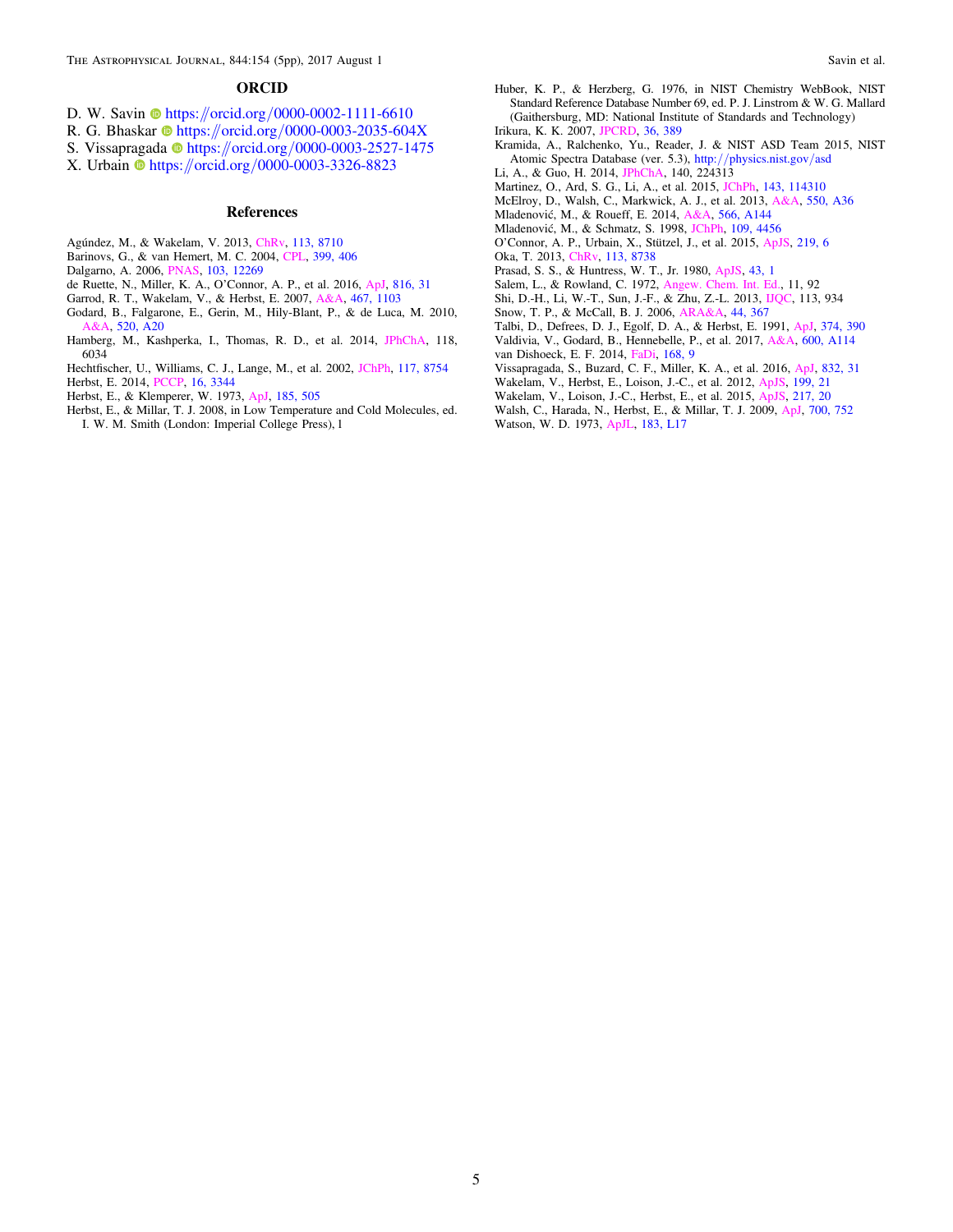## ORCID

D. W. Savin https://orcid.org/0000-0002-1111-6610
R. G. Bhaskar https://orcid.org/0000-0003-2035-604X
S. Vissapragada https://orcid.org/0000-0003-2527-1475
X. Urbain https://orcid.org/0000-0003-3326-8823

## References

Agúndez, M., & Wakelam, V. 2013, ChRv, 113, 8710
Barinovs, G., & van Hemert, M. C. 2004, CPL, 399, 406
Dalgarno, A. 2006, PNAS, 103, 12269
de Ruette, N., Miller, K. A., O'Connor, A. P., et al. 2016, ApJ, 816, 31
Garrod, R. T., Wakelam, V., & Herbst, E. 2007, A&A, 467, 1103
Godard, B., Falgarone, E., Gerin, M., Hily-Blant, P., & de Luca, M. 2010, A&A, 520, A20
Hamberg, M., Kashperka, I., Thomas, R. D., et al. 2014, JPhChA, 118, 6034
Hechtfischer, U., Williams, C. J., Lange, M., et al. 2002, JChPh, 117, 8754
Herbst, E. 2014, PCCP, 16, 3344
Herbst, E., & Klemperer, W. 1973, ApJ, 185, 505
Herbst, E., & Millar, T. J. 2008, in Low Temperature and Cold Molecules, ed. I. W. M. Smith (London: Imperial College Press), 1
Huber, K. P., & Herzberg, G. 1976, in NIST Chemistry WebBook, NIST Standard Reference Database Number 69, ed. P. J. Linstrom & W. G. Mallard (Gaithersburg, MD: National Institute of Standards and Technology)
Irikura, K. K. 2007, JPCRD, 36, 389
Kramida, A., Ralchenko, Yu., Reader, J. & NIST ASD Team 2015, NIST Atomic Spectra Database (ver. 5.3), http://physics.nist.gov/asd
Li, A., & Guo, H. 2014, JPhChA, 140, 224313
Martinez, O., Ard, S. G., Li, A., et al. 2015, JChPh, 143, 114310
McElroy, D., Walsh, C., Markwick, A. J., et al. 2013, A&A, 550, A36
Mladenović, M., & Roueff, E. 2014, A&A, 566, A144
Mladenović, M., & Schmatz, S. 1998, JChPh, 109, 4456
O'Connor, A. P., Urbain, X., Stützel, J., et al. 2015, ApJS, 219, 6
Oka, T. 2013, ChRv, 113, 8738
Prasad, S. S., & Huntress, W. T., Jr. 1980, ApJS, 43, 1
Salem, L., & Rowland, C. 1972, Angew. Chem. Int. Ed., 11, 92
Shi, D.-H., Li, W.-T., Sun, J.-F., & Zhu, Z.-L. 2013, IJQC, 113, 934
Snow, T. P., & McCall, B. J. 2006, ARA&A, 44, 367
Talbi, D., Defrees, D. J., Egolf, D. A., & Herbst, E. 1991, ApJ, 374, 390
Valdivia, V., Godard, B., Hennebelle, P., et al. 2017, A&A, 600, A114
van Dishoeck, E. F. 2014, FaDi, 168, 9
Vissapragada, S., Buzard, C. F., Miller, K. A., et al. 2016, ApJ, 832, 31
Wakelam, V., Herbst, E., Loison, J.-C., et al. 2012, ApJS, 199, 21
Wakelam, V., Loison, J.-C., Herbst, E., et al. 2015, ApJS, 217, 20
Walsh, C., Harada, N., Herbst, E., & Millar, T. J. 2009, ApJ, 700, 752
Watson, W. D. 1973, ApJL, 183, L17